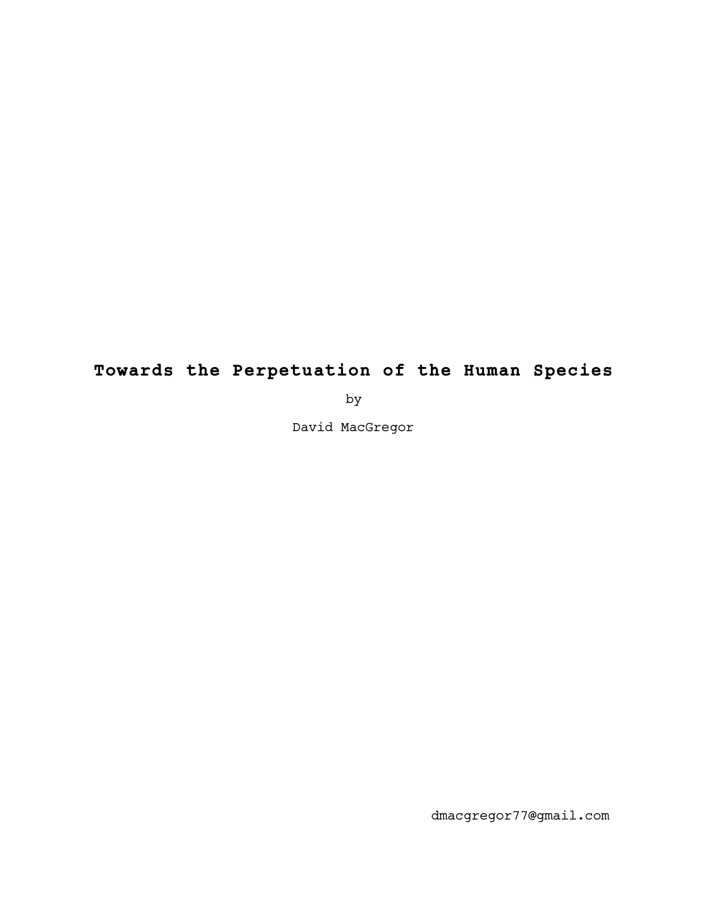# Towards the Perpetuation of the Human Species

by

David MacGregor

dmacgregor77@gmail.com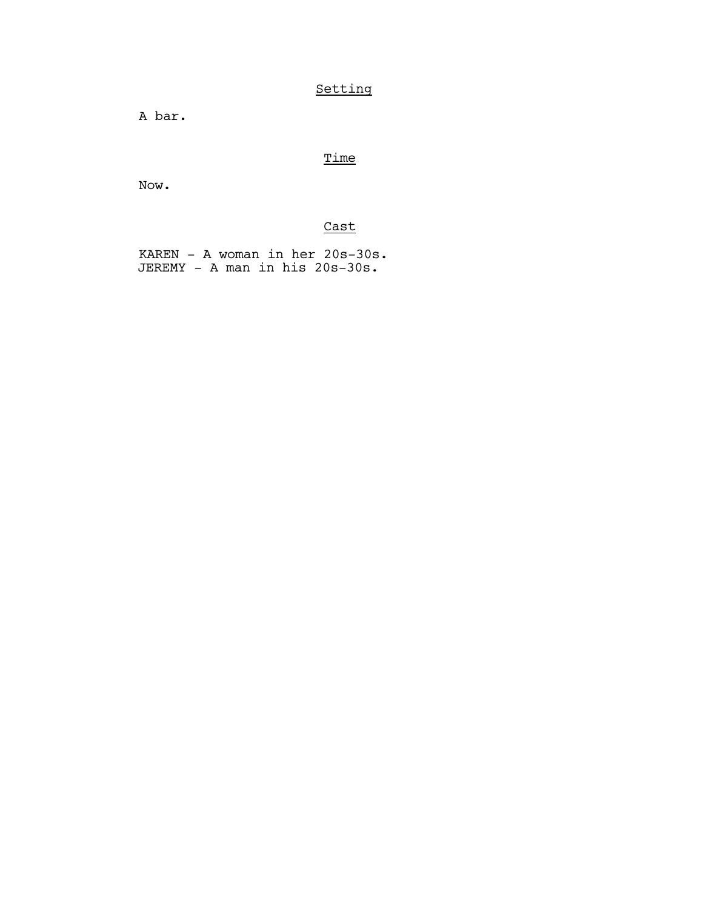## Setting

A bar.

## Time

Now.

## Cast

KAREN - A woman in her 20s-30s.
JEREMY - A man in his 20s-30s.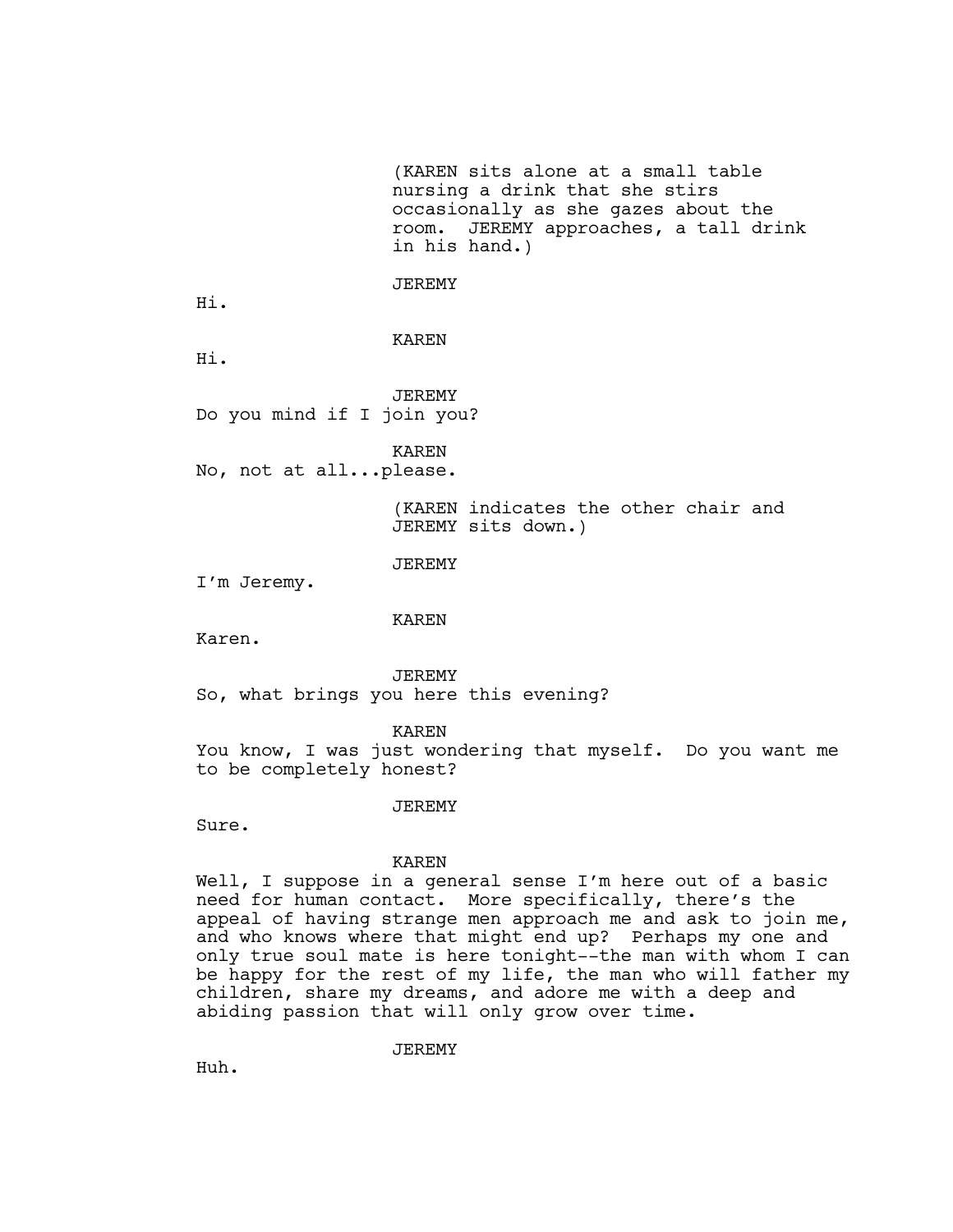(KAREN sits alone at a small table nursing a drink that she stirs occasionally as she gazes about the room. JEREMY approaches, a tall drink in his hand.)

JEREMY

Hi.

KAREN

Hi.

JEREMY

Do you mind if I join you?

KAREN

No, not at all...please.

(KAREN indicates the other chair and JEREMY sits down.)

JEREMY

I'm Jeremy.

KAREN

Karen.

JEREMY

So, what brings you here this evening?

KAREN

You know, I was just wondering that myself. Do you want me to be completely honest?

JEREMY

Sure.

KAREN

Well, I suppose in a general sense I'm here out of a basic need for human contact. More specifically, there's the appeal of having strange men approach me and ask to join me, and who knows where that might end up? Perhaps my one and only true soul mate is here tonight--the man with whom I can be happy for the rest of my life, the man who will father my children, share my dreams, and adore me with a deep and abiding passion that will only grow over time.

JEREMY

Huh.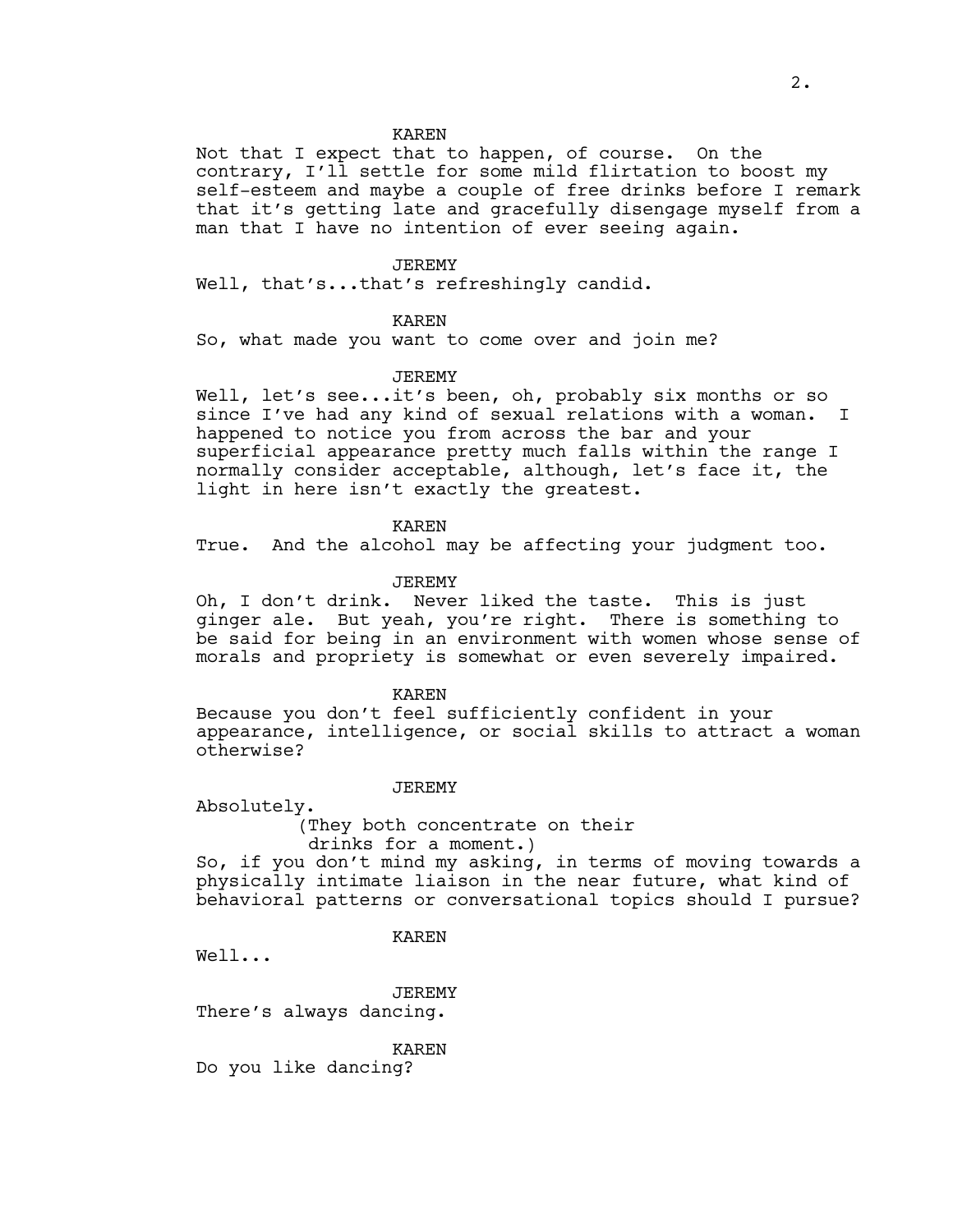KAREN

Not that I expect that to happen, of course. On the contrary, I'll settle for some mild flirtation to boost my self-esteem and maybe a couple of free drinks before I remark that it's getting late and gracefully disengage myself from a man that I have no intention of ever seeing again.

JEREMY

Well, that's...that's refreshingly candid.

KAREN

So, what made you want to come over and join me?

JEREMY

Well, let's see...it's been, oh, probably six months or so since I've had any kind of sexual relations with a woman. I happened to notice you from across the bar and your superficial appearance pretty much falls within the range I normally consider acceptable, although, let's face it, the light in here isn't exactly the greatest.

KAREN

True. And the alcohol may be affecting your judgment too.

JEREMY

Oh, I don't drink. Never liked the taste. This is just ginger ale. But yeah, you're right. There is something to be said for being in an environment with women whose sense of morals and propriety is somewhat or even severely impaired.

KAREN

Because you don't feel sufficiently confident in your appearance, intelligence, or social skills to attract a woman otherwise?

JEREMY

Absolutely.

(They both concentrate on their drinks for a moment.)

So, if you don't mind my asking, in terms of moving towards a physically intimate liaison in the near future, what kind of behavioral patterns or conversational topics should I pursue?

KAREN

Well...

JEREMY

There's always dancing.

KAREN

Do you like dancing?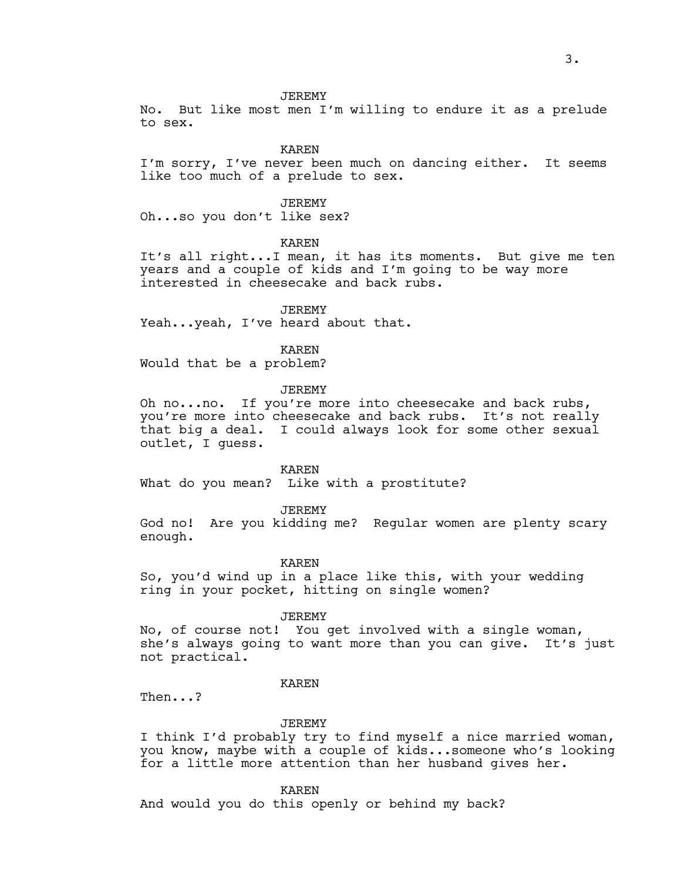JEREMY

No. But like most men I'm willing to endure it as a prelude to sex.

KAREN

I'm sorry, I've never been much on dancing either. It seems like too much of a prelude to sex.

JEREMY

Oh...so you don't like sex?

KAREN

It's all right...I mean, it has its moments. But give me ten years and a couple of kids and I'm going to be way more interested in cheesecake and back rubs.

JEREMY

Yeah...yeah, I've heard about that.

KAREN

Would that be a problem?

JEREMY

Oh no...no. If you're more into cheesecake and back rubs, you're more into cheesecake and back rubs. It's not really that big a deal. I could always look for some other sexual outlet, I guess.

KAREN

What do you mean? Like with a prostitute?

JEREMY

God no! Are you kidding me? Regular women are plenty scary enough.

KAREN

So, you'd wind up in a place like this, with your wedding ring in your pocket, hitting on single women?

JEREMY

No, of course not! You get involved with a single woman, she's always going to want more than you can give. It's just not practical.

KAREN

Then...?

JEREMY

I think I'd probably try to find myself a nice married woman, you know, maybe with a couple of kids...someone who's looking for a little more attention than her husband gives her.

KAREN

And would you do this openly or behind my back?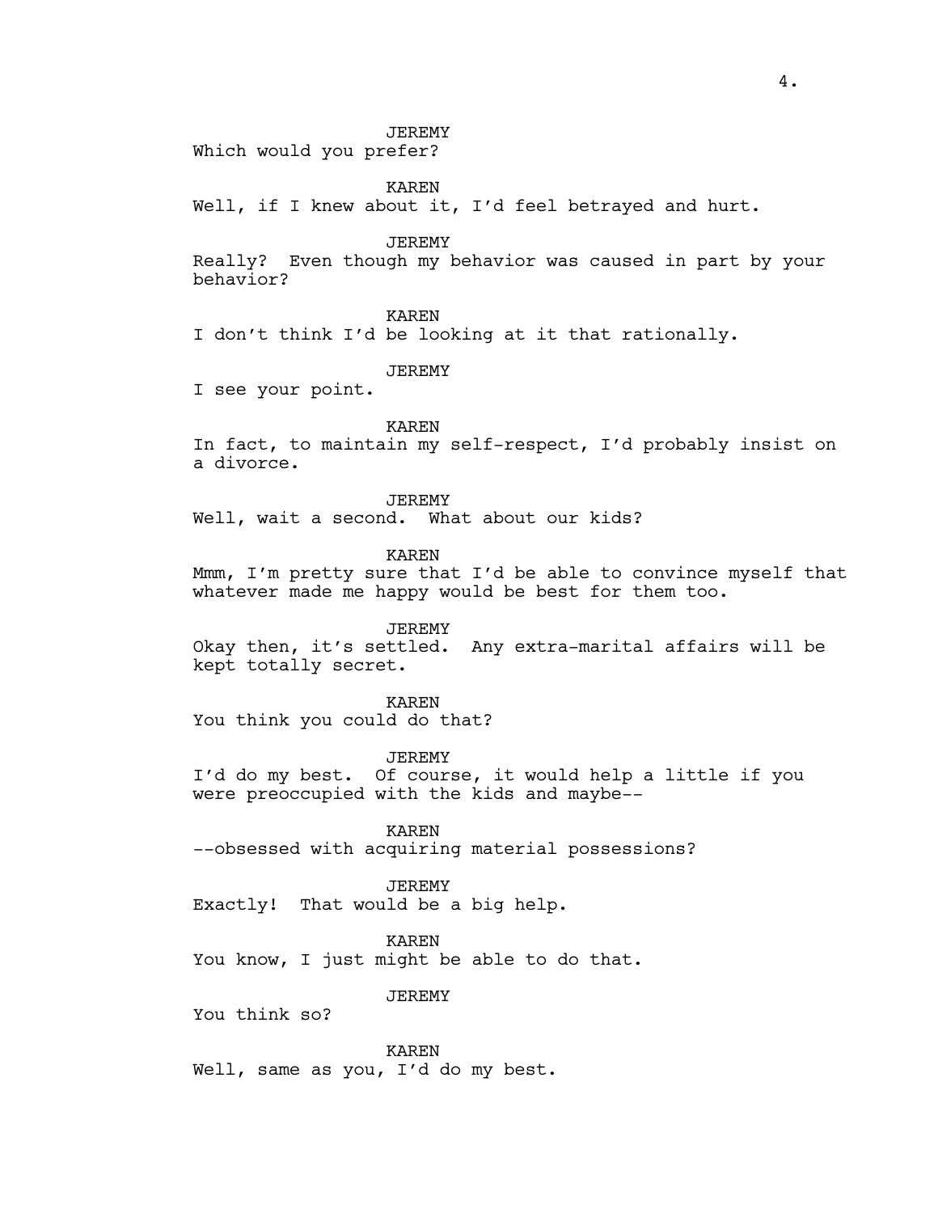JEREMY
Which would you prefer?

KAREN
Well, if I knew about it, I'd feel betrayed and hurt.

JEREMY
Really?  Even though my behavior was caused in part by your behavior?

KAREN
I don't think I'd be looking at it that rationally.

JEREMY
I see your point.

KAREN
In fact, to maintain my self-respect, I'd probably insist on a divorce.

JEREMY
Well, wait a second.  What about our kids?

KAREN
Mmm, I'm pretty sure that I'd be able to convince myself that whatever made me happy would be best for them too.

JEREMY
Okay then, it's settled.  Any extra-marital affairs will be kept totally secret.

KAREN
You think you could do that?

JEREMY
I'd do my best.  Of course, it would help a little if you were preoccupied with the kids and maybe--

KAREN
--obsessed with acquiring material possessions?

JEREMY
Exactly!  That would be a big help.

KAREN
You know, I just might be able to do that.

JEREMY
You think so?

KAREN
Well, same as you, I'd do my best.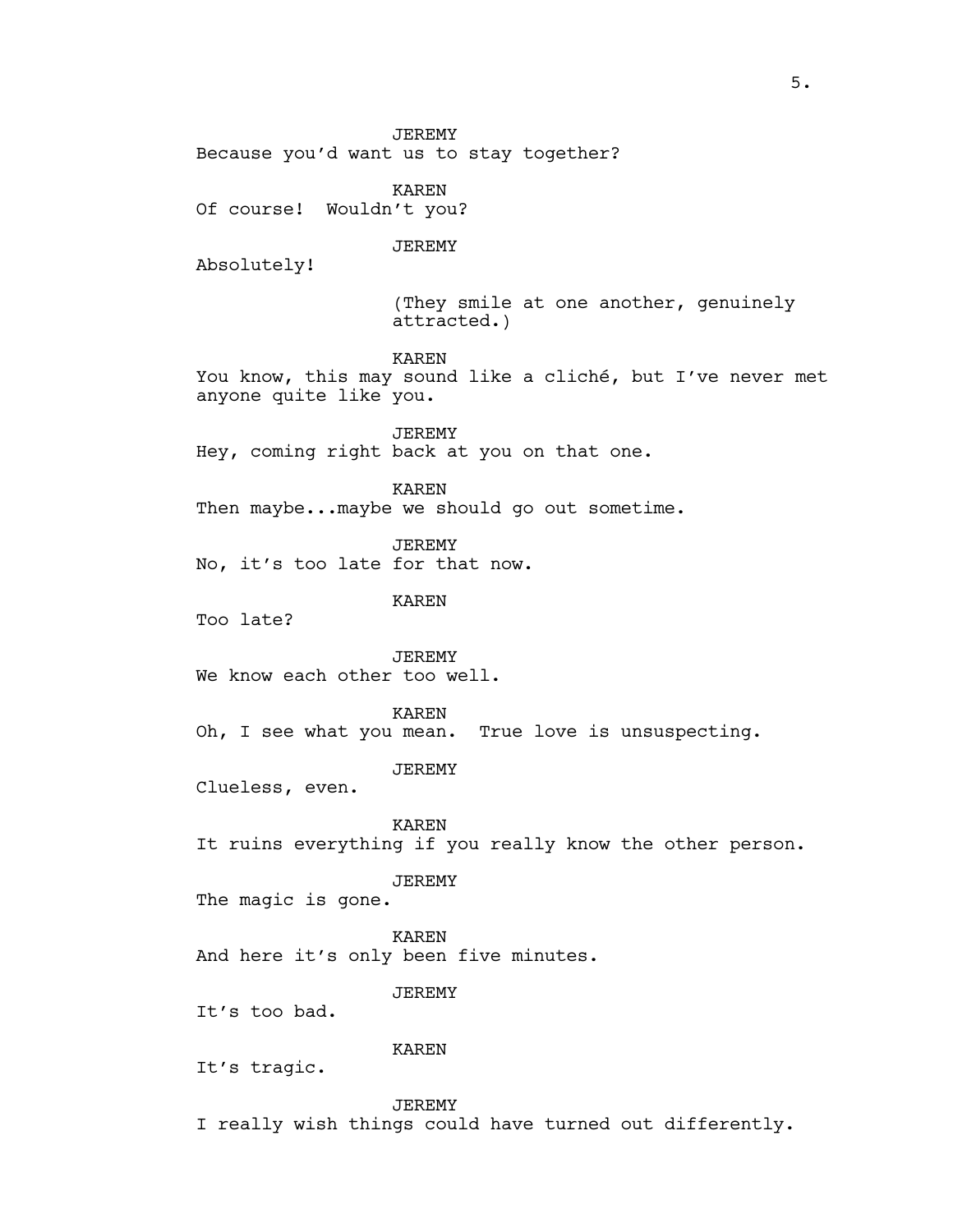JEREMY
Because you'd want us to stay together?

KAREN
Of course!  Wouldn't you?

JEREMY
Absolutely!

(They smile at one another, genuinely attracted.)

KAREN
You know, this may sound like a cliché, but I've never met anyone quite like you.

JEREMY
Hey, coming right back at you on that one.

KAREN
Then maybe...maybe we should go out sometime.

JEREMY
No, it's too late for that now.

KAREN
Too late?

JEREMY
We know each other too well.

KAREN
Oh, I see what you mean.  True love is unsuspecting.

JEREMY
Clueless, even.

KAREN
It ruins everything if you really know the other person.

JEREMY
The magic is gone.

KAREN
And here it's only been five minutes.

JEREMY
It's too bad.

KAREN
It's tragic.

JEREMY
I really wish things could have turned out differently.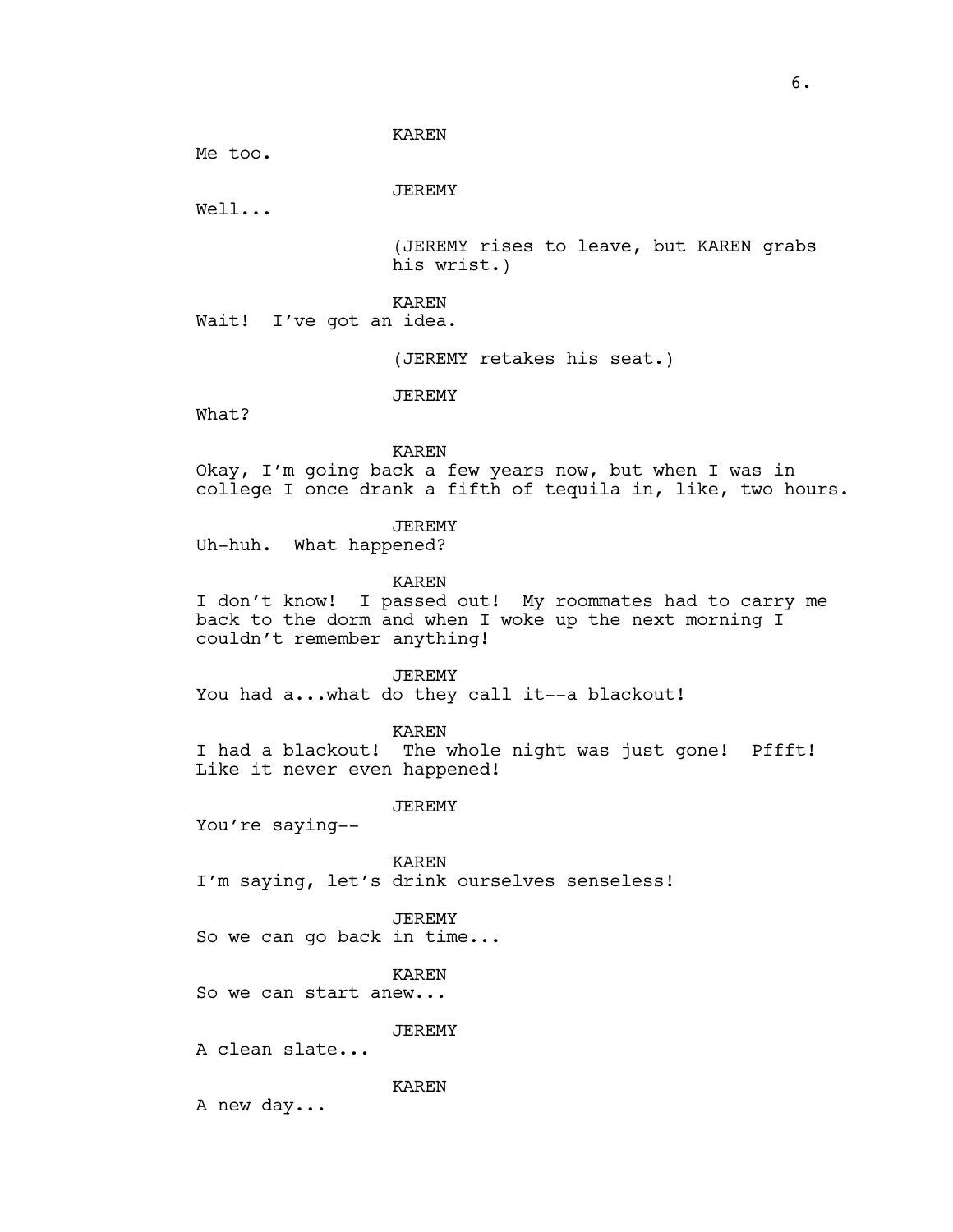KAREN

Me too.

JEREMY

Well...

(JEREMY rises to leave, but KAREN grabs his wrist.)

KAREN

Wait!  I've got an idea.

(JEREMY retakes his seat.)

JEREMY

What?

KAREN

Okay, I'm going back a few years now, but when I was in college I once drank a fifth of tequila in, like, two hours.

JEREMY

Uh-huh.  What happened?

KAREN

I don't know!  I passed out!  My roommates had to carry me back to the dorm and when I woke up the next morning I couldn't remember anything!

JEREMY

You had a...what do they call it--a blackout!

KAREN

I had a blackout!  The whole night was just gone!  Pffft!  Like it never even happened!

JEREMY

You're saying--

KAREN

I'm saying, let's drink ourselves senseless!

JEREMY

So we can go back in time...

KAREN

So we can start anew...

JEREMY

A clean slate...

KAREN

A new day...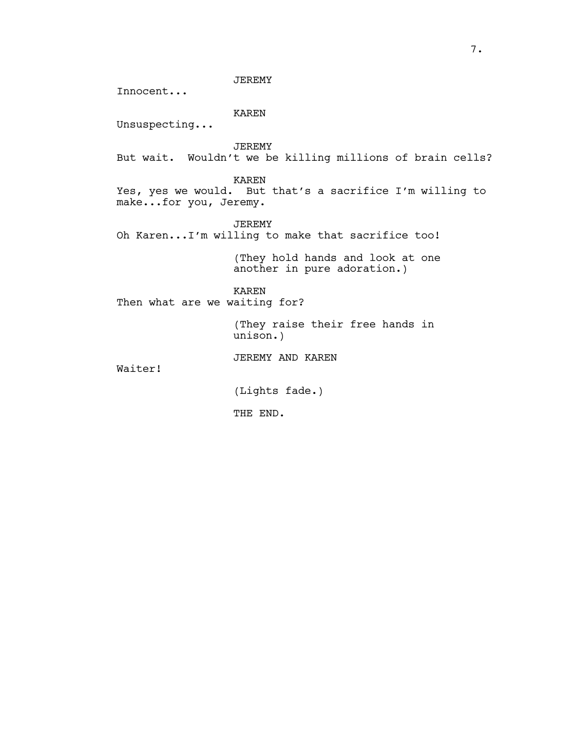JEREMY

Innocent...

KAREN

Unsuspecting...

JEREMY

But wait. Wouldn't we be killing millions of brain cells?

KAREN

Yes, yes we would. But that's a sacrifice I'm willing to make...for you, Jeremy.

JEREMY

Oh Karen...I'm willing to make that sacrifice too!

(They hold hands and look at one another in pure adoration.)

KAREN

Then what are we waiting for?

(They raise their free hands in unison.)

JEREMY AND KAREN

Waiter!

(Lights fade.)

THE END.